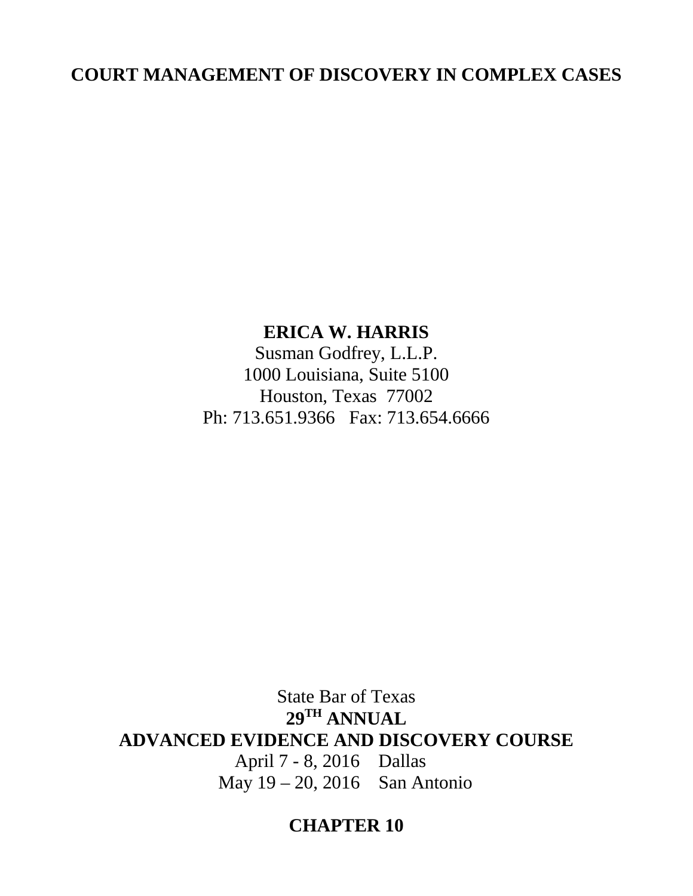# COURT MANAGEMENT OF DISCOVERY IN COMPLEX CASES

**ERICA W. HARRIS**
Susman Godfrey, L.L.P.
1000 Louisiana, Suite 5100
Houston, Texas 77002
Ph: 713.651.9366 Fax: 713.654.6666

State Bar of Texas
**29TH ANNUAL**
**ADVANCED EVIDENCE AND DISCOVERY COURSE**
April 7 - 8, 2016 Dallas
May 19 – 20, 2016 San Antonio

**CHAPTER 10**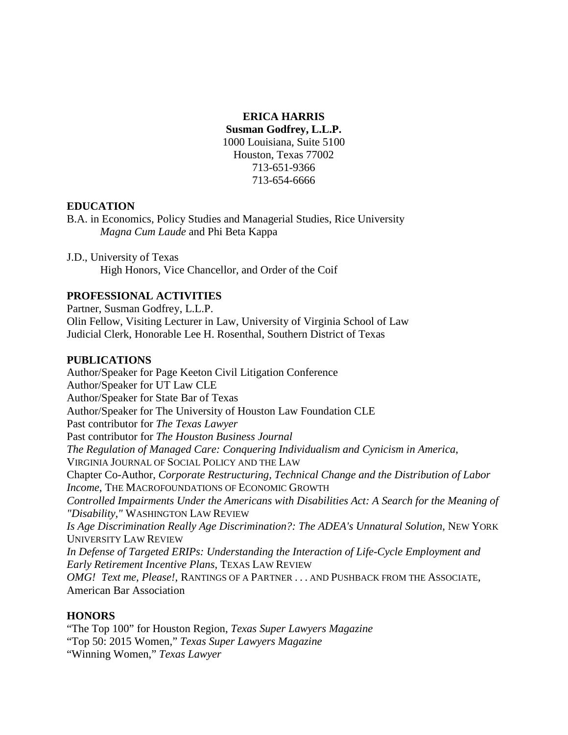**ERICA HARRIS**
**Susman Godfrey, L.L.P.**
1000 Louisiana, Suite 5100
Houston, Texas 77002
713-651-9366
713-654-6666

## EDUCATION

B.A. in Economics, Policy Studies and Managerial Studies, Rice University
*Magna Cum Laude* and Phi Beta Kappa

J.D., University of Texas
High Honors, Vice Chancellor, and Order of the Coif

## PROFESSIONAL ACTIVITIES

Partner, Susman Godfrey, L.L.P.
Olin Fellow, Visiting Lecturer in Law, University of Virginia School of Law
Judicial Clerk, Honorable Lee H. Rosenthal, Southern District of Texas

## PUBLICATIONS

Author/Speaker for Page Keeton Civil Litigation Conference
Author/Speaker for UT Law CLE
Author/Speaker for State Bar of Texas
Author/Speaker for The University of Houston Law Foundation CLE
Past contributor for *The Texas Lawyer*
Past contributor for *The Houston Business Journal*
*The Regulation of Managed Care: Conquering Individualism and Cynicism in America*, VIRGINIA JOURNAL OF SOCIAL POLICY AND THE LAW
Chapter Co-Author, *Corporate Restructuring, Technical Change and the Distribution of Labor Income*, THE MACROFOUNDATIONS OF ECONOMIC GROWTH
*Controlled Impairments Under the Americans with Disabilities Act: A Search for the Meaning of "Disability,"* WASHINGTON LAW REVIEW
*Is Age Discrimination Really Age Discrimination?: The ADEA's Unnatural Solution*, NEW YORK UNIVERSITY LAW REVIEW
*In Defense of Targeted ERIPs: Understanding the Interaction of Life-Cycle Employment and Early Retirement Incentive Plans*, TEXAS LAW REVIEW
*OMG! Text me, Please!*, RANTINGS OF A PARTNER . . . AND PUSHBACK FROM THE ASSOCIATE, American Bar Association

## HONORS

"The Top 100" for Houston Region, *Texas Super Lawyers Magazine*
"Top 50: 2015 Women," *Texas Super Lawyers Magazine*
"Winning Women," *Texas Lawyer*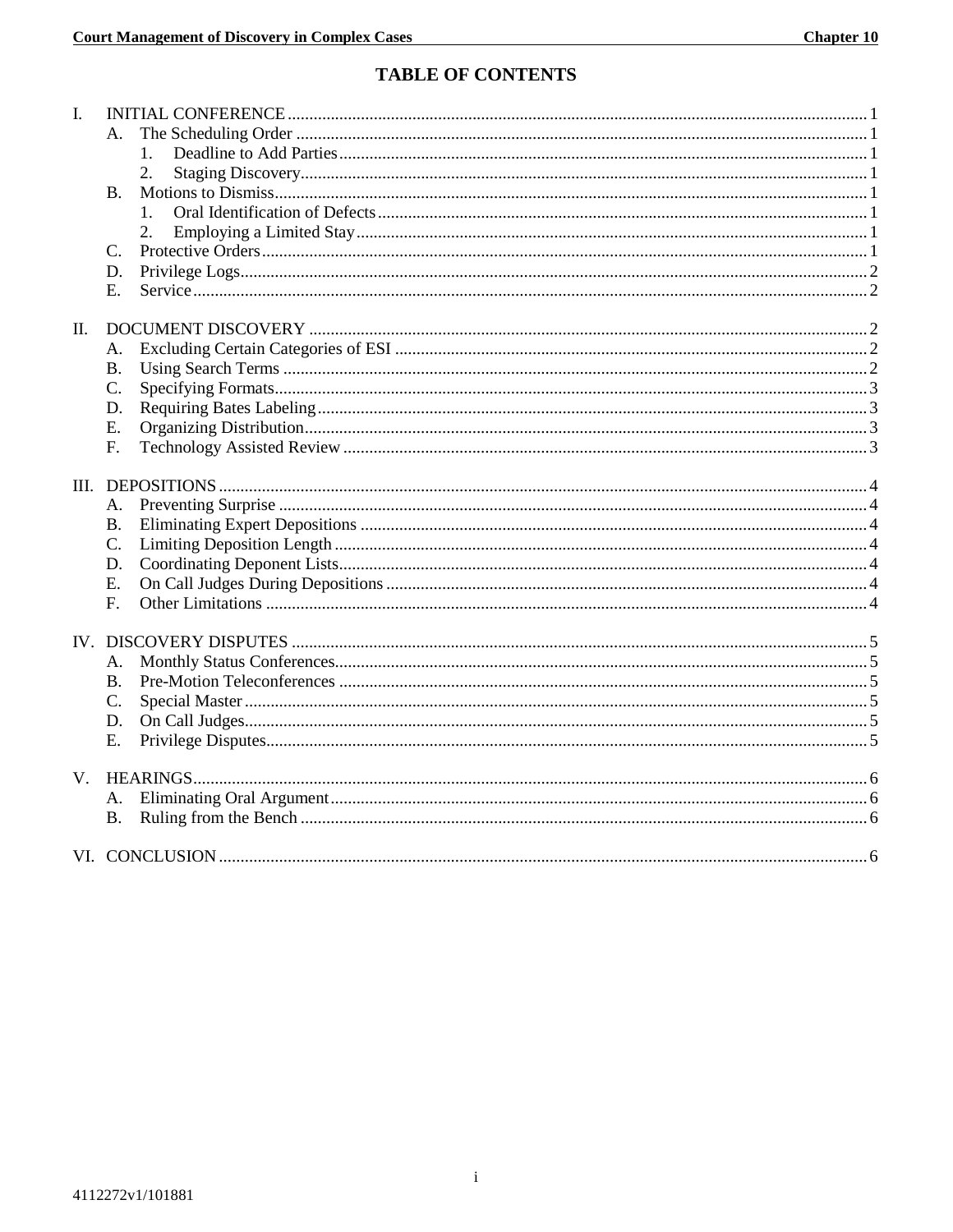# TABLE OF CONTENTS

I. INITIAL CONFERENCE ..... 1
- A. The Scheduling Order ..... 1
  - 1. Deadline to Add Parties ..... 1
  - 2. Staging Discovery ..... 1
- B. Motions to Dismiss ..... 1
  - 1. Oral Identification of Defects ..... 1
  - 2. Employing a Limited Stay ..... 1
- C. Protective Orders ..... 1
- D. Privilege Logs ..... 2
- E. Service ..... 2

II. DOCUMENT DISCOVERY ..... 2
- A. Excluding Certain Categories of ESI ..... 2
- B. Using Search Terms ..... 2
- C. Specifying Formats ..... 3
- D. Requiring Bates Labeling ..... 3
- E. Organizing Distribution ..... 3
- F. Technology Assisted Review ..... 3

III. DEPOSITIONS ..... 4
- A. Preventing Surprise ..... 4
- B. Eliminating Expert Depositions ..... 4
- C. Limiting Deposition Length ..... 4
- D. Coordinating Deponent Lists ..... 4
- E. On Call Judges During Depositions ..... 4
- F. Other Limitations ..... 4

IV. DISCOVERY DISPUTES ..... 5
- A. Monthly Status Conferences ..... 5
- B. Pre-Motion Teleconferences ..... 5
- C. Special Master ..... 5
- D. On Call Judges ..... 5
- E. Privilege Disputes ..... 5

V. HEARINGS ..... 6
- A. Eliminating Oral Argument ..... 6
- B. Ruling from the Bench ..... 6

VI. CONCLUSION ..... 6

4112272v1/101881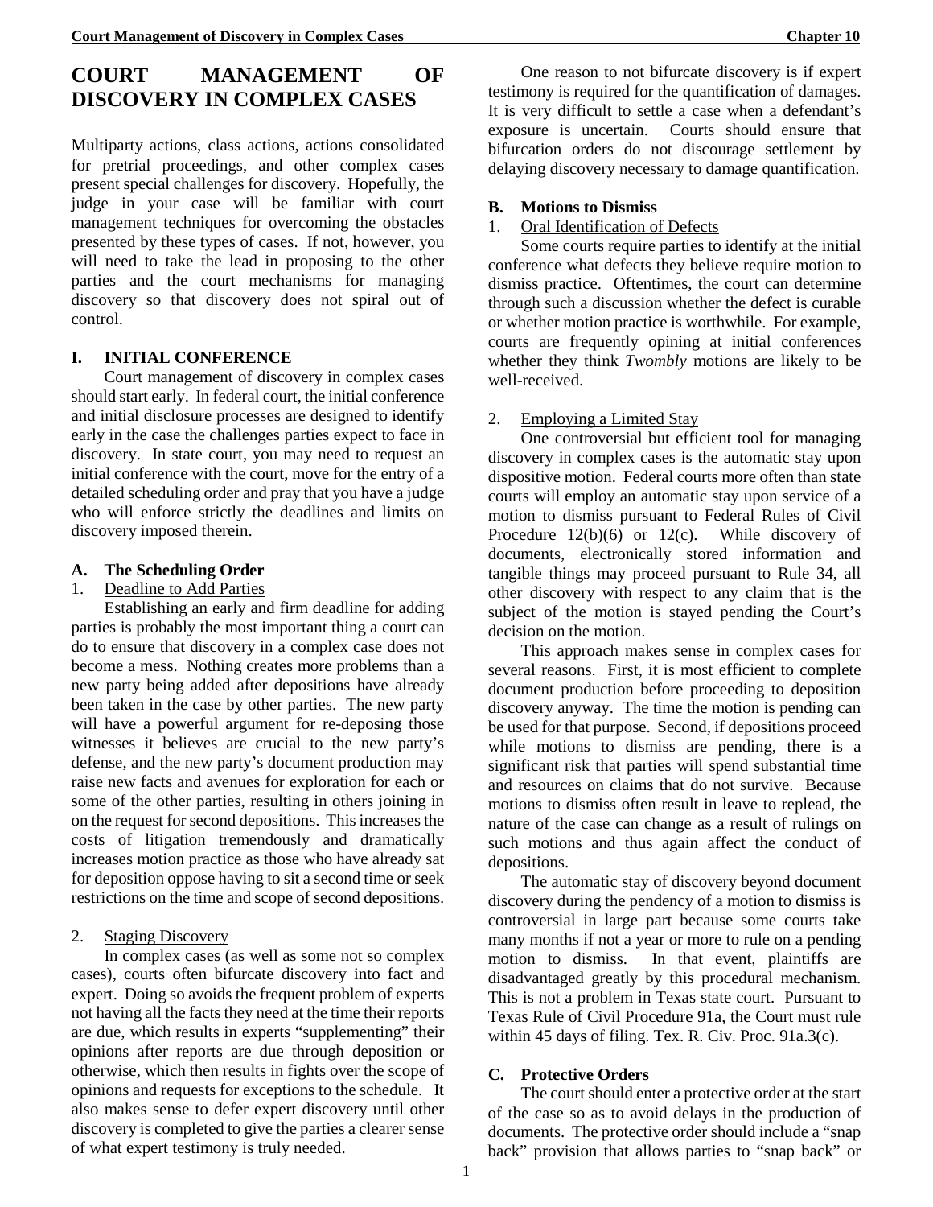# COURT MANAGEMENT OF DISCOVERY IN COMPLEX CASES

Multiparty actions, class actions, actions consolidated for pretrial proceedings, and other complex cases present special challenges for discovery. Hopefully, the judge in your case will be familiar with court management techniques for overcoming the obstacles presented by these types of cases. If not, however, you will need to take the lead in proposing to the other parties and the court mechanisms for managing discovery so that discovery does not spiral out of control.

## I. INITIAL CONFERENCE

Court management of discovery in complex cases should start early. In federal court, the initial conference and initial disclosure processes are designed to identify early in the case the challenges parties expect to face in discovery. In state court, you may need to request an initial conference with the court, move for the entry of a detailed scheduling order and pray that you have a judge who will enforce strictly the deadlines and limits on discovery imposed therein.

### A. The Scheduling Order

1. Deadline to Add Parties

Establishing an early and firm deadline for adding parties is probably the most important thing a court can do to ensure that discovery in a complex case does not become a mess. Nothing creates more problems than a new party being added after depositions have already been taken in the case by other parties. The new party will have a powerful argument for re-deposing those witnesses it believes are crucial to the new party's defense, and the new party's document production may raise new facts and avenues for exploration for each or some of the other parties, resulting in others joining in on the request for second depositions. This increases the costs of litigation tremendously and dramatically increases motion practice as those who have already sat for deposition oppose having to sit a second time or seek restrictions on the time and scope of second depositions.

2. Staging Discovery

In complex cases (as well as some not so complex cases), courts often bifurcate discovery into fact and expert. Doing so avoids the frequent problem of experts not having all the facts they need at the time their reports are due, which results in experts "supplementing" their opinions after reports are due through deposition or otherwise, which then results in fights over the scope of opinions and requests for exceptions to the schedule. It also makes sense to defer expert discovery until other discovery is completed to give the parties a clearer sense of what expert testimony is truly needed.

One reason to not bifurcate discovery is if expert testimony is required for the quantification of damages. It is very difficult to settle a case when a defendant's exposure is uncertain. Courts should ensure that bifurcation orders do not discourage settlement by delaying discovery necessary to damage quantification.

### B. Motions to Dismiss

1. Oral Identification of Defects

Some courts require parties to identify at the initial conference what defects they believe require motion to dismiss practice. Oftentimes, the court can determine through such a discussion whether the defect is curable or whether motion practice is worthwhile. For example, courts are frequently opining at initial conferences whether they think *Twombly* motions are likely to be well-received.

2. Employing a Limited Stay

One controversial but efficient tool for managing discovery in complex cases is the automatic stay upon dispositive motion. Federal courts more often than state courts will employ an automatic stay upon service of a motion to dismiss pursuant to Federal Rules of Civil Procedure 12(b)(6) or 12(c). While discovery of documents, electronically stored information and tangible things may proceed pursuant to Rule 34, all other discovery with respect to any claim that is the subject of the motion is stayed pending the Court's decision on the motion.

This approach makes sense in complex cases for several reasons. First, it is most efficient to complete document production before proceeding to deposition discovery anyway. The time the motion is pending can be used for that purpose. Second, if depositions proceed while motions to dismiss are pending, there is a significant risk that parties will spend substantial time and resources on claims that do not survive. Because motions to dismiss often result in leave to replead, the nature of the case can change as a result of rulings on such motions and thus again affect the conduct of depositions.

The automatic stay of discovery beyond document discovery during the pendency of a motion to dismiss is controversial in large part because some courts take many months if not a year or more to rule on a pending motion to dismiss. In that event, plaintiffs are disadvantaged greatly by this procedural mechanism. This is not a problem in Texas state court. Pursuant to Texas Rule of Civil Procedure 91a, the Court must rule within 45 days of filing. Tex. R. Civ. Proc. 91a.3(c).

### C. Protective Orders

The court should enter a protective order at the start of the case so as to avoid delays in the production of documents. The protective order should include a "snap back" provision that allows parties to "snap back" or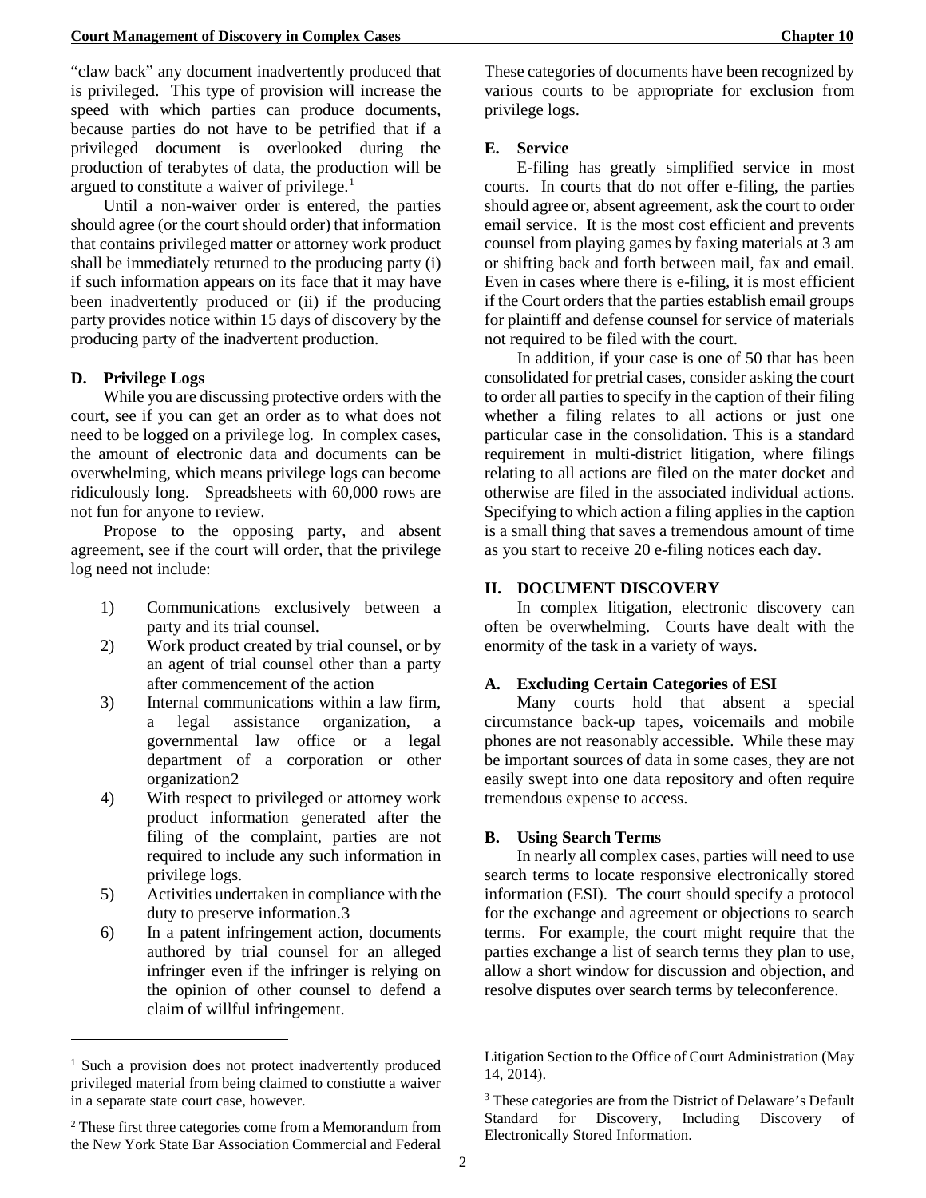"claw back" any document inadvertently produced that is privileged. This type of provision will increase the speed with which parties can produce documents, because parties do not have to be petrified that if a privileged document is overlooked during the production of terabytes of data, the production will be argued to constitute a waiver of privilege.[1]

Until a non-waiver order is entered, the parties should agree (or the court should order) that information that contains privileged matter or attorney work product shall be immediately returned to the producing party (i) if such information appears on its face that it may have been inadvertently produced or (ii) if the producing party provides notice within 15 days of discovery by the producing party of the inadvertent production.

### D. Privilege Logs

While you are discussing protective orders with the court, see if you can get an order as to what does not need to be logged on a privilege log. In complex cases, the amount of electronic data and documents can be overwhelming, which means privilege logs can become ridiculously long. Spreadsheets with 60,000 rows are not fun for anyone to review.

Propose to the opposing party, and absent agreement, see if the court will order, that the privilege log need not include:

1) Communications exclusively between a party and its trial counsel.
2) Work product created by trial counsel, or by an agent of trial counsel other than a party after commencement of the action
3) Internal communications within a law firm, a legal assistance organization, a governmental law office or a legal department of a corporation or other organization2
4) With respect to privileged or attorney work product information generated after the filing of the complaint, parties are not required to include any such information in privilege logs.
5) Activities undertaken in compliance with the duty to preserve information.3
6) In a patent infringement action, documents authored by trial counsel for an alleged infringer even if the infringer is relying on the opinion of other counsel to defend a claim of willful infringement.

These categories of documents have been recognized by various courts to be appropriate for exclusion from privilege logs.

### E. Service

E-filing has greatly simplified service in most courts. In courts that do not offer e-filing, the parties should agree or, absent agreement, ask the court to order email service. It is the most cost efficient and prevents counsel from playing games by faxing materials at 3 am or shifting back and forth between mail, fax and email. Even in cases where there is e-filing, it is most efficient if the Court orders that the parties establish email groups for plaintiff and defense counsel for service of materials not required to be filed with the court.

In addition, if your case is one of 50 that has been consolidated for pretrial cases, consider asking the court to order all parties to specify in the caption of their filing whether a filing relates to all actions or just one particular case in the consolidation. This is a standard requirement in multi-district litigation, where filings relating to all actions are filed on the mater docket and otherwise are filed in the associated individual actions. Specifying to which action a filing applies in the caption is a small thing that saves a tremendous amount of time as you start to receive 20 e-filing notices each day.

## II. DOCUMENT DISCOVERY

In complex litigation, electronic discovery can often be overwhelming. Courts have dealt with the enormity of the task in a variety of ways.

### A. Excluding Certain Categories of ESI

Many courts hold that absent a special circumstance back-up tapes, voicemails and mobile phones are not reasonably accessible. While these may be important sources of data in some cases, they are not easily swept into one data repository and often require tremendous expense to access.

### B. Using Search Terms

In nearly all complex cases, parties will need to use search terms to locate responsive electronically stored information (ESI). The court should specify a protocol for the exchange and agreement or objections to search terms. For example, the court might require that the parties exchange a list of search terms they plan to use, allow a short window for discussion and objection, and resolve disputes over search terms by teleconference.

---

[1] Such a provision does not protect inadvertently produced privileged material from being claimed to constiutte a waiver in a separate state court case, however.

[2] These first three categories come from a Memorandum from the New York State Bar Association Commercial and Federal Litigation Section to the Office of Court Administration (May 14, 2014).

[3] These categories are from the District of Delaware's Default Standard for Discovery, Including Discovery of Electronically Stored Information.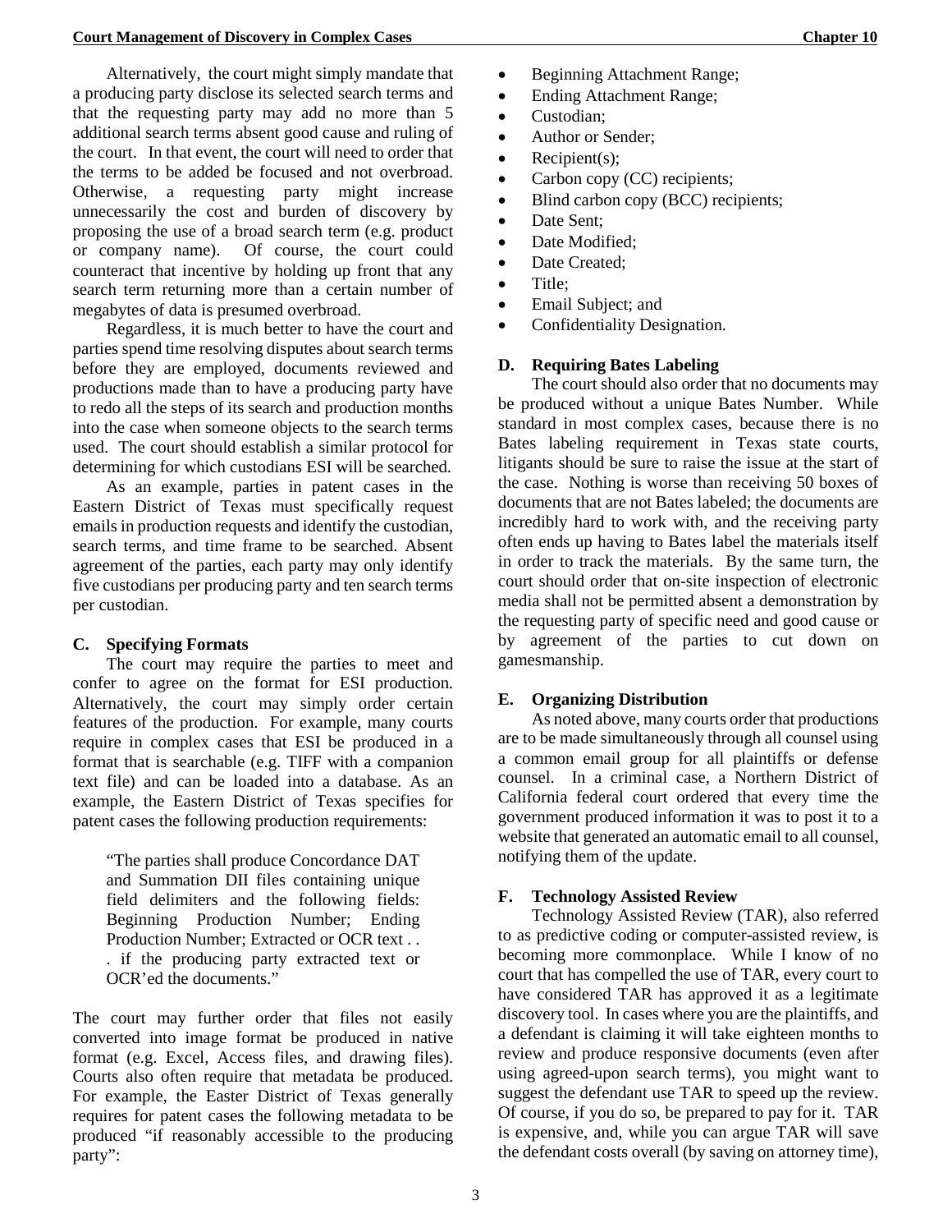Alternatively, the court might simply mandate that a producing party disclose its selected search terms and that the requesting party may add no more than 5 additional search terms absent good cause and ruling of the court. In that event, the court will need to order that the terms to be added be focused and not overbroad. Otherwise, a requesting party might increase unnecessarily the cost and burden of discovery by proposing the use of a broad search term (e.g. product or company name). Of course, the court could counteract that incentive by holding up front that any search term returning more than a certain number of megabytes of data is presumed overbroad.

Regardless, it is much better to have the court and parties spend time resolving disputes about search terms before they are employed, documents reviewed and productions made than to have a producing party have to redo all the steps of its search and production months into the case when someone objects to the search terms used. The court should establish a similar protocol for determining for which custodians ESI will be searched.

As an example, parties in patent cases in the Eastern District of Texas must specifically request emails in production requests and identify the custodian, search terms, and time frame to be searched. Absent agreement of the parties, each party may only identify five custodians per producing party and ten search terms per custodian.

### C. Specifying Formats

The court may require the parties to meet and confer to agree on the format for ESI production. Alternatively, the court may simply order certain features of the production. For example, many courts require in complex cases that ESI be produced in a format that is searchable (e.g. TIFF with a companion text file) and can be loaded into a database. As an example, the Eastern District of Texas specifies for patent cases the following production requirements:

> "The parties shall produce Concordance DAT and Summation DII files containing unique field delimiters and the following fields: Beginning Production Number; Ending Production Number; Extracted or OCR text . . . if the producing party extracted text or OCR'ed the documents."

The court may further order that files not easily converted into image format be produced in native format (e.g. Excel, Access files, and drawing files). Courts also often require that metadata be produced. For example, the Easter District of Texas generally requires for patent cases the following metadata to be produced "if reasonably accessible to the producing party":

- Beginning Attachment Range;
- Ending Attachment Range;
- Custodian;
- Author or Sender;
- Recipient(s);
- Carbon copy (CC) recipients;
- Blind carbon copy (BCC) recipients;
- Date Sent;
- Date Modified;
- Date Created;
- Title;
- Email Subject; and
- Confidentiality Designation.

### D. Requiring Bates Labeling

The court should also order that no documents may be produced without a unique Bates Number. While standard in most complex cases, because there is no Bates labeling requirement in Texas state courts, litigants should be sure to raise the issue at the start of the case. Nothing is worse than receiving 50 boxes of documents that are not Bates labeled; the documents are incredibly hard to work with, and the receiving party often ends up having to Bates label the materials itself in order to track the materials. By the same turn, the court should order that on-site inspection of electronic media shall not be permitted absent a demonstration by the requesting party of specific need and good cause or by agreement of the parties to cut down on gamesmanship.

### E. Organizing Distribution

As noted above, many courts order that productions are to be made simultaneously through all counsel using a common email group for all plaintiffs or defense counsel. In a criminal case, a Northern District of California federal court ordered that every time the government produced information it was to post it to a website that generated an automatic email to all counsel, notifying them of the update.

### F. Technology Assisted Review

Technology Assisted Review (TAR), also referred to as predictive coding or computer-assisted review, is becoming more commonplace. While I know of no court that has compelled the use of TAR, every court to have considered TAR has approved it as a legitimate discovery tool. In cases where you are the plaintiffs, and a defendant is claiming it will take eighteen months to review and produce responsive documents (even after using agreed-upon search terms), you might want to suggest the defendant use TAR to speed up the review. Of course, if you do so, be prepared to pay for it. TAR is expensive, and, while you can argue TAR will save the defendant costs overall (by saving on attorney time),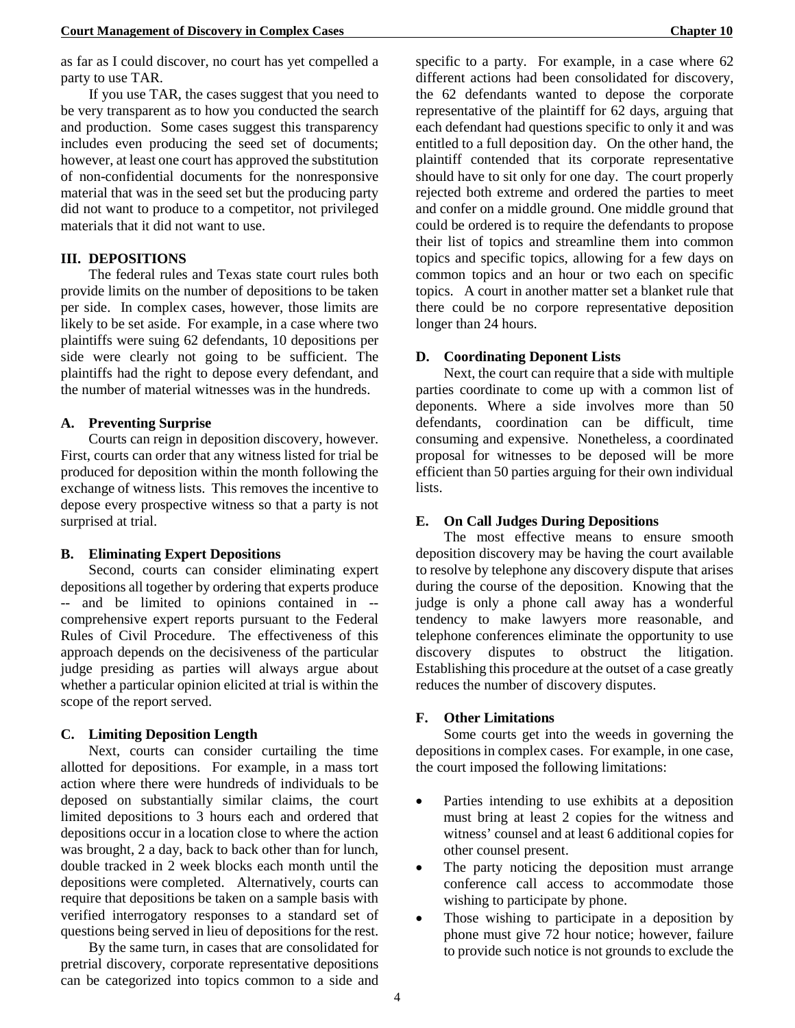as far as I could discover, no court has yet compelled a party to use TAR.

If you use TAR, the cases suggest that you need to be very transparent as to how you conducted the search and production. Some cases suggest this transparency includes even producing the seed set of documents; however, at least one court has approved the substitution of non-confidential documents for the nonresponsive material that was in the seed set but the producing party did not want to produce to a competitor, not privileged materials that it did not want to use.

## III. DEPOSITIONS

The federal rules and Texas state court rules both provide limits on the number of depositions to be taken per side. In complex cases, however, those limits are likely to be set aside. For example, in a case where two plaintiffs were suing 62 defendants, 10 depositions per side were clearly not going to be sufficient. The plaintiffs had the right to depose every defendant, and the number of material witnesses was in the hundreds.

### A. Preventing Surprise

Courts can reign in deposition discovery, however. First, courts can order that any witness listed for trial be produced for deposition within the month following the exchange of witness lists. This removes the incentive to depose every prospective witness so that a party is not surprised at trial.

### B. Eliminating Expert Depositions

Second, courts can consider eliminating expert depositions all together by ordering that experts produce -- and be limited to opinions contained in -- comprehensive expert reports pursuant to the Federal Rules of Civil Procedure. The effectiveness of this approach depends on the decisiveness of the particular judge presiding as parties will always argue about whether a particular opinion elicited at trial is within the scope of the report served.

### C. Limiting Deposition Length

Next, courts can consider curtailing the time allotted for depositions. For example, in a mass tort action where there were hundreds of individuals to be deposed on substantially similar claims, the court limited depositions to 3 hours each and ordered that depositions occur in a location close to where the action was brought, 2 a day, back to back other than for lunch, double tracked in 2 week blocks each month until the depositions were completed. Alternatively, courts can require that depositions be taken on a sample basis with verified interrogatory responses to a standard set of questions being served in lieu of depositions for the rest.

By the same turn, in cases that are consolidated for pretrial discovery, corporate representative depositions can be categorized into topics common to a side and specific to a party. For example, in a case where 62 different actions had been consolidated for discovery, the 62 defendants wanted to depose the corporate representative of the plaintiff for 62 days, arguing that each defendant had questions specific to only it and was entitled to a full deposition day. On the other hand, the plaintiff contended that its corporate representative should have to sit only for one day. The court properly rejected both extreme and ordered the parties to meet and confer on a middle ground. One middle ground that could be ordered is to require the defendants to propose their list of topics and streamline them into common topics and specific topics, allowing for a few days on common topics and an hour or two each on specific topics. A court in another matter set a blanket rule that there could be no corpore representative deposition longer than 24 hours.

### D. Coordinating Deponent Lists

Next, the court can require that a side with multiple parties coordinate to come up with a common list of deponents. Where a side involves more than 50 defendants, coordination can be difficult, time consuming and expensive. Nonetheless, a coordinated proposal for witnesses to be deposed will be more efficient than 50 parties arguing for their own individual lists.

### E. On Call Judges During Depositions

The most effective means to ensure smooth deposition discovery may be having the court available to resolve by telephone any discovery dispute that arises during the course of the deposition. Knowing that the judge is only a phone call away has a wonderful tendency to make lawyers more reasonable, and telephone conferences eliminate the opportunity to use discovery disputes to obstruct the litigation. Establishing this procedure at the outset of a case greatly reduces the number of discovery disputes.

### F. Other Limitations

Some courts get into the weeds in governing the depositions in complex cases. For example, in one case, the court imposed the following limitations:

- Parties intending to use exhibits at a deposition must bring at least 2 copies for the witness and witness' counsel and at least 6 additional copies for other counsel present.
- The party noticing the deposition must arrange conference call access to accommodate those wishing to participate by phone.
- Those wishing to participate in a deposition by phone must give 72 hour notice; however, failure to provide such notice is not grounds to exclude the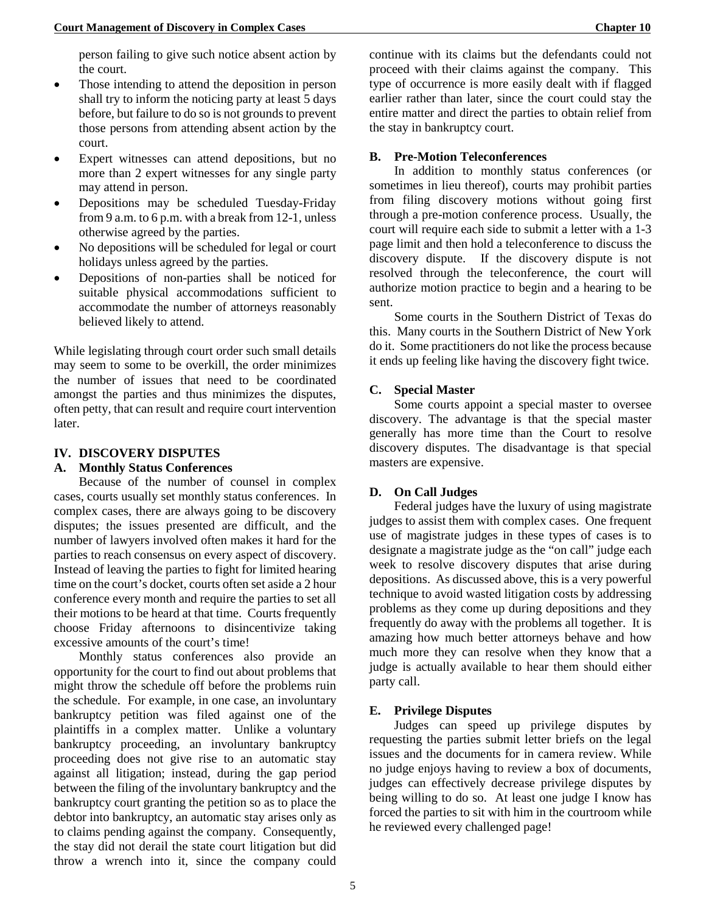person failing to give such notice absent action by the court.

- Those intending to attend the deposition in person shall try to inform the noticing party at least 5 days before, but failure to do so is not grounds to prevent those persons from attending absent action by the court.
- Expert witnesses can attend depositions, but no more than 2 expert witnesses for any single party may attend in person.
- Depositions may be scheduled Tuesday-Friday from 9 a.m. to 6 p.m. with a break from 12-1, unless otherwise agreed by the parties.
- No depositions will be scheduled for legal or court holidays unless agreed by the parties.
- Depositions of non-parties shall be noticed for suitable physical accommodations sufficient to accommodate the number of attorneys reasonably believed likely to attend.

While legislating through court order such small details may seem to some to be overkill, the order minimizes the number of issues that need to be coordinated amongst the parties and thus minimizes the disputes, often petty, that can result and require court intervention later.

## IV. DISCOVERY DISPUTES

### A. Monthly Status Conferences

Because of the number of counsel in complex cases, courts usually set monthly status conferences. In complex cases, there are always going to be discovery disputes; the issues presented are difficult, and the number of lawyers involved often makes it hard for the parties to reach consensus on every aspect of discovery. Instead of leaving the parties to fight for limited hearing time on the court's docket, courts often set aside a 2 hour conference every month and require the parties to set all their motions to be heard at that time. Courts frequently choose Friday afternoons to disincentivize taking excessive amounts of the court's time!

Monthly status conferences also provide an opportunity for the court to find out about problems that might throw the schedule off before the problems ruin the schedule. For example, in one case, an involuntary bankruptcy petition was filed against one of the plaintiffs in a complex matter. Unlike a voluntary bankruptcy proceeding, an involuntary bankruptcy proceeding does not give rise to an automatic stay against all litigation; instead, during the gap period between the filing of the involuntary bankruptcy and the bankruptcy court granting the petition so as to place the debtor into bankruptcy, an automatic stay arises only as to claims pending against the company. Consequently, the stay did not derail the state court litigation but did throw a wrench into it, since the company could continue with its claims but the defendants could not proceed with their claims against the company. This type of occurrence is more easily dealt with if flagged earlier rather than later, since the court could stay the entire matter and direct the parties to obtain relief from the stay in bankruptcy court.

### B. Pre-Motion Teleconferences

In addition to monthly status conferences (or sometimes in lieu thereof), courts may prohibit parties from filing discovery motions without going first through a pre-motion conference process. Usually, the court will require each side to submit a letter with a 1-3 page limit and then hold a teleconference to discuss the discovery dispute. If the discovery dispute is not resolved through the teleconference, the court will authorize motion practice to begin and a hearing to be sent.

Some courts in the Southern District of Texas do this. Many courts in the Southern District of New York do it. Some practitioners do not like the process because it ends up feeling like having the discovery fight twice.

### C. Special Master

Some courts appoint a special master to oversee discovery. The advantage is that the special master generally has more time than the Court to resolve discovery disputes. The disadvantage is that special masters are expensive.

### D. On Call Judges

Federal judges have the luxury of using magistrate judges to assist them with complex cases. One frequent use of magistrate judges in these types of cases is to designate a magistrate judge as the "on call" judge each week to resolve discovery disputes that arise during depositions. As discussed above, this is a very powerful technique to avoid wasted litigation costs by addressing problems as they come up during depositions and they frequently do away with the problems all together. It is amazing how much better attorneys behave and how much more they can resolve when they know that a judge is actually available to hear them should either party call.

### E. Privilege Disputes

Judges can speed up privilege disputes by requesting the parties submit letter briefs on the legal issues and the documents for in camera review. While no judge enjoys having to review a box of documents, judges can effectively decrease privilege disputes by being willing to do so. At least one judge I know has forced the parties to sit with him in the courtroom while he reviewed every challenged page!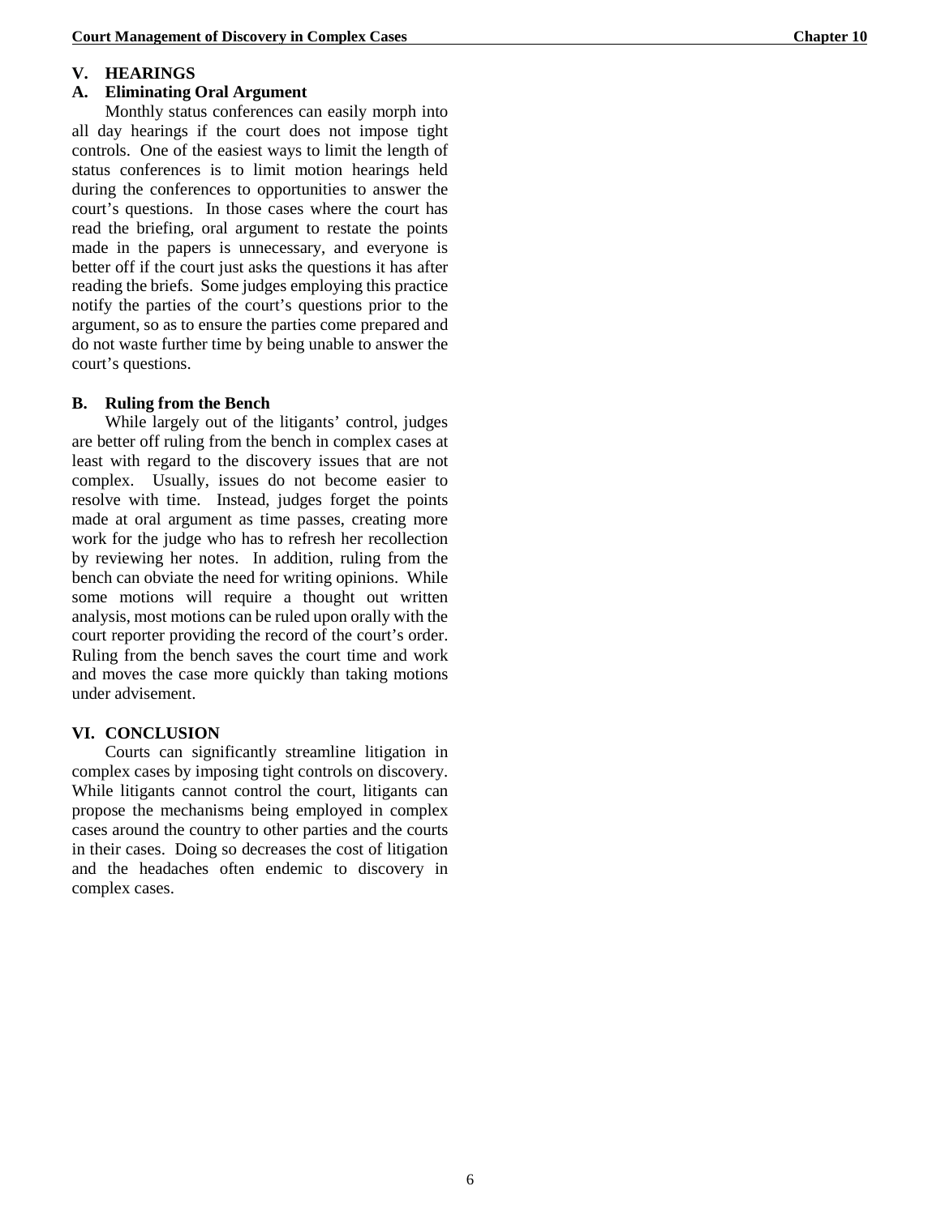## V. HEARINGS

### A. Eliminating Oral Argument

Monthly status conferences can easily morph into all day hearings if the court does not impose tight controls. One of the easiest ways to limit the length of status conferences is to limit motion hearings held during the conferences to opportunities to answer the court's questions. In those cases where the court has read the briefing, oral argument to restate the points made in the papers is unnecessary, and everyone is better off if the court just asks the questions it has after reading the briefs. Some judges employing this practice notify the parties of the court's questions prior to the argument, so as to ensure the parties come prepared and do not waste further time by being unable to answer the court's questions.

### B. Ruling from the Bench

While largely out of the litigants' control, judges are better off ruling from the bench in complex cases at least with regard to the discovery issues that are not complex. Usually, issues do not become easier to resolve with time. Instead, judges forget the points made at oral argument as time passes, creating more work for the judge who has to refresh her recollection by reviewing her notes. In addition, ruling from the bench can obviate the need for writing opinions. While some motions will require a thought out written analysis, most motions can be ruled upon orally with the court reporter providing the record of the court's order. Ruling from the bench saves the court time and work and moves the case more quickly than taking motions under advisement.

## VI. CONCLUSION

Courts can significantly streamline litigation in complex cases by imposing tight controls on discovery. While litigants cannot control the court, litigants can propose the mechanisms being employed in complex cases around the country to other parties and the courts in their cases. Doing so decreases the cost of litigation and the headaches often endemic to discovery in complex cases.